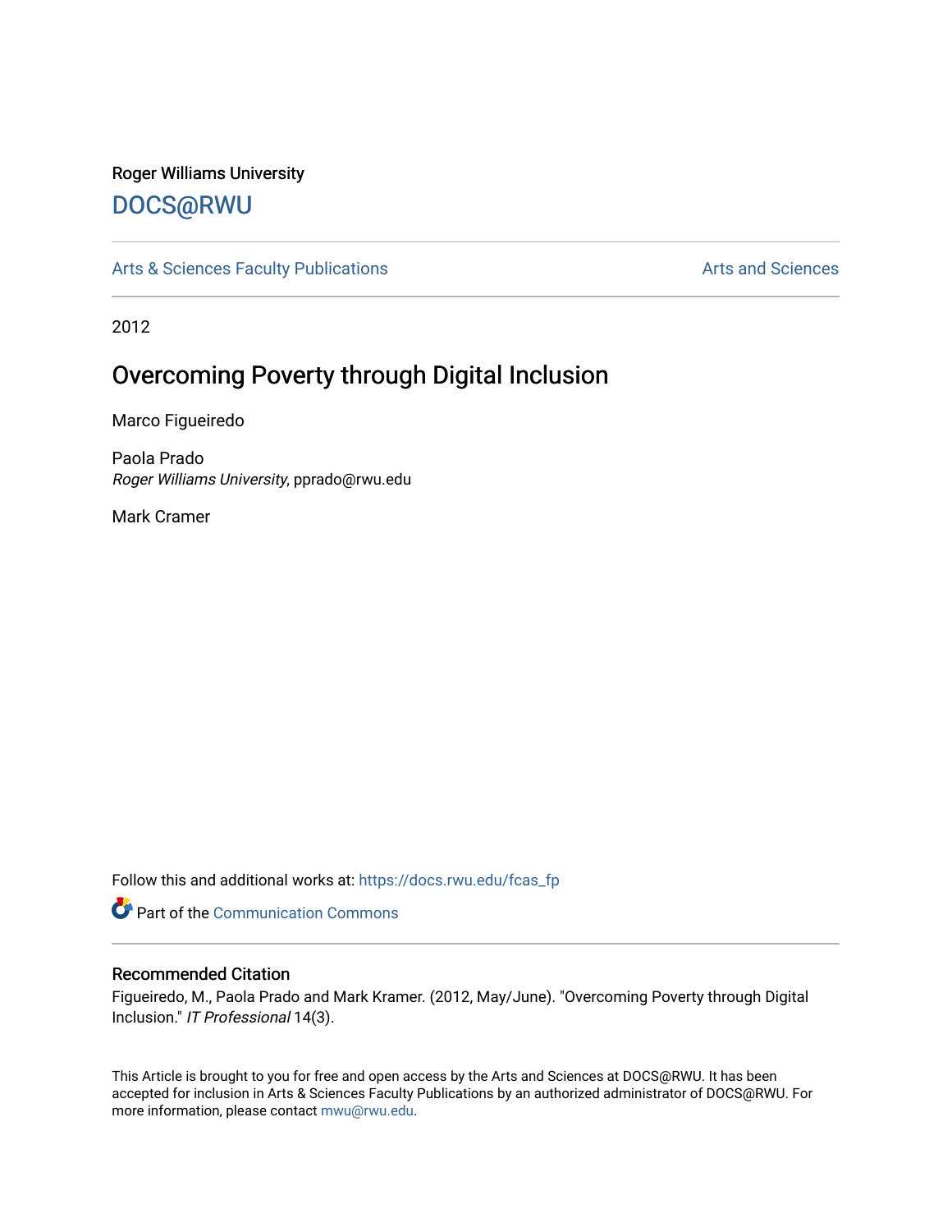Roger Williams University

DOCS@RWU

Arts & Sciences Faculty Publications

Arts and Sciences

2012

# Overcoming Poverty through Digital Inclusion

Marco Figueiredo

Paola Prado
*Roger Williams University*, pprado@rwu.edu

Mark Cramer

Follow this and additional works at: https://docs.rwu.edu/fcas_fp

Part of the Communication Commons

## Recommended Citation

Figueiredo, M., Paola Prado and Mark Kramer. (2012, May/June). "Overcoming Poverty through Digital Inclusion." *IT Professional* 14(3).

This Article is brought to you for free and open access by the Arts and Sciences at DOCS@RWU. It has been accepted for inclusion in Arts & Sciences Faculty Publications by an authorized administrator of DOCS@RWU. For more information, please contact mwu@rwu.edu.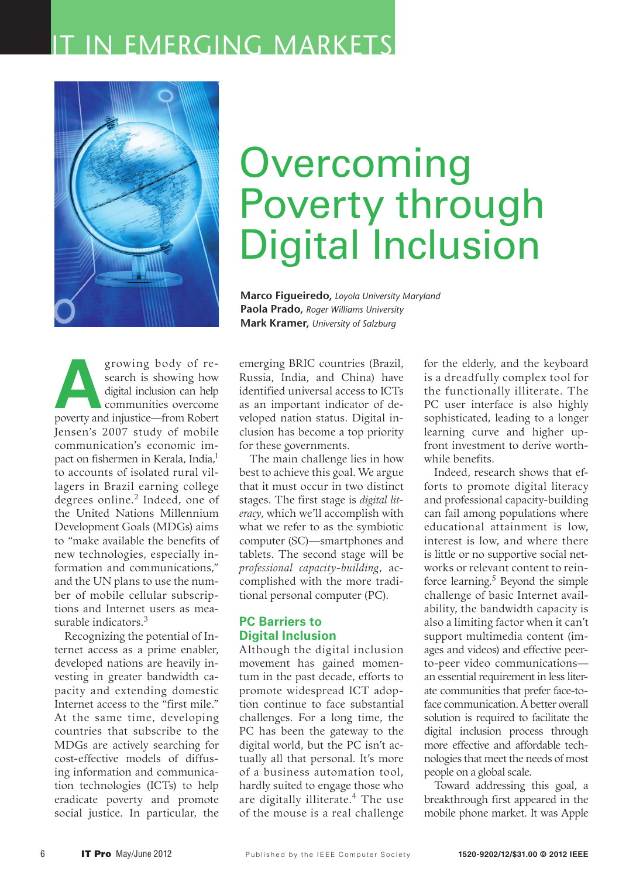IT IN EMERGING MARKETS

# Overcoming Poverty through Digital Inclusion

**Marco Figueiredo,** *Loyola University Maryland*
**Paola Prado,** *Roger Williams University*
**Mark Kramer,** *University of Salzburg*

A growing body of research is showing how digital inclusion can help communities overcome poverty and injustice—from Robert Jensen's 2007 study of mobile communication's economic impact on fishermen in Kerala, India,[1] to accounts of isolated rural villagers in Brazil earning college degrees online.[2] Indeed, one of the United Nations Millennium Development Goals (MDGs) aims to "make available the benefits of new technologies, especially information and communications," and the UN plans to use the number of mobile cellular subscriptions and Internet users as measurable indicators.[3]

Recognizing the potential of Internet access as a prime enabler, developed nations are heavily investing in greater bandwidth capacity and extending domestic Internet access to the "first mile." At the same time, developing countries that subscribe to the MDGs are actively searching for cost-effective models of diffusing information and communication technologies (ICTs) to help eradicate poverty and promote social justice. In particular, the emerging BRIC countries (Brazil, Russia, India, and China) have identified universal access to ICTs as an important indicator of developed nation status. Digital inclusion has become a top priority for these governments.

The main challenge lies in how best to achieve this goal. We argue that it must occur in two distinct stages. The first stage is *digital literacy*, which we'll accomplish with what we refer to as the symbiotic computer (SC)—smartphones and tablets. The second stage will be *professional capacity-building*, accomplished with the more traditional personal computer (PC).

## PC Barriers to Digital Inclusion

Although the digital inclusion movement has gained momentum in the past decade, efforts to promote widespread ICT adoption continue to face substantial challenges. For a long time, the PC has been the gateway to the digital world, but the PC isn't actually all that personal. It's more of a business automation tool, hardly suited to engage those who are digitally illiterate.[4] The use of the mouse is a real challenge for the elderly, and the keyboard is a dreadfully complex tool for the functionally illiterate. The PC user interface is also highly sophisticated, leading to a longer learning curve and higher upfront investment to derive worthwhile benefits.

Indeed, research shows that efforts to promote digital literacy and professional capacity-building can fail among populations where educational attainment is low, interest is low, and where there is little or no supportive social networks or relevant content to reinforce learning.[5] Beyond the simple challenge of basic Internet availability, the bandwidth capacity is also a limiting factor when it can't support multimedia content (images and videos) and effective peer-to-peer video communications—an essential requirement in less literate communities that prefer face-to-face communication. A better overall solution is required to facilitate the digital inclusion process through more effective and affordable technologies that meet the needs of most people on a global scale.

Toward addressing this goal, a breakthrough first appeared in the mobile phone market. It was Apple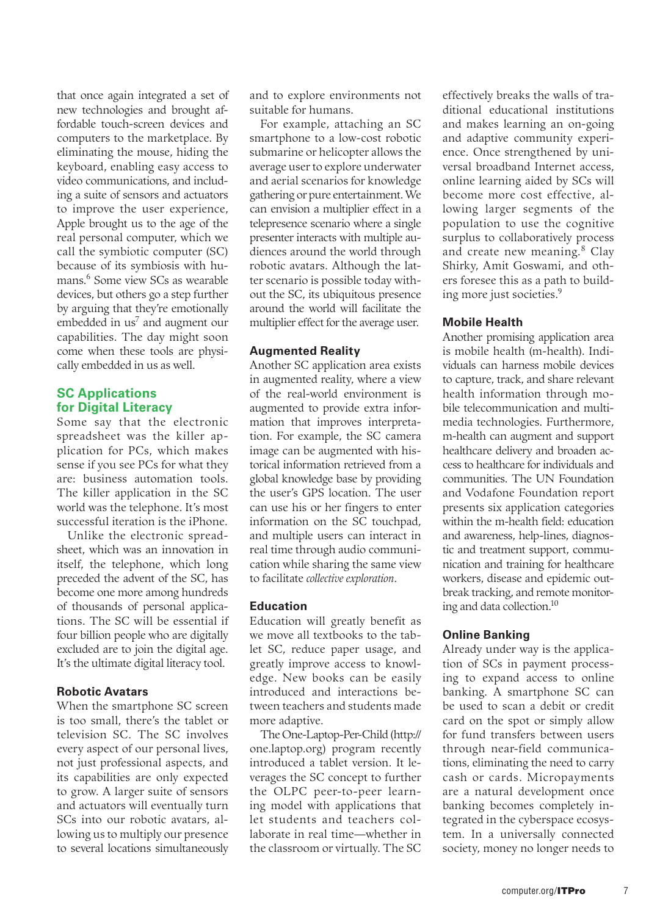that once again integrated a set of new technologies and brought affordable touch-screen devices and computers to the marketplace. By eliminating the mouse, hiding the keyboard, enabling easy access to video communications, and including a suite of sensors and actuators to improve the user experience, Apple brought us to the age of the real personal computer, which we call the symbiotic computer (SC) because of its symbiosis with humans.[6] Some view SCs as wearable devices, but others go a step further by arguing that they're emotionally embedded in us[7] and augment our capabilities. The day might soon come when these tools are physically embedded in us as well.

## SC Applications for Digital Literacy

Some say that the electronic spreadsheet was the killer application for PCs, which makes sense if you see PCs for what they are: business automation tools. The killer application in the SC world was the telephone. It's most successful iteration is the iPhone.

Unlike the electronic spreadsheet, which was an innovation in itself, the telephone, which long preceded the advent of the SC, has become one more among hundreds of thousands of personal applications. The SC will be essential if four billion people who are digitally excluded are to join the digital age. It's the ultimate digital literacy tool.

### Robotic Avatars

When the smartphone SC screen is too small, there's the tablet or television SC. The SC involves every aspect of our personal lives, not just professional aspects, and its capabilities are only expected to grow. A larger suite of sensors and actuators will eventually turn SCs into our robotic avatars, allowing us to multiply our presence to several locations simultaneously and to explore environments not suitable for humans.

For example, attaching an SC smartphone to a low-cost robotic submarine or helicopter allows the average user to explore underwater and aerial scenarios for knowledge gathering or pure entertainment. We can envision a multiplier effect in a telepresence scenario where a single presenter interacts with multiple audiences around the world through robotic avatars. Although the latter scenario is possible today without the SC, its ubiquitous presence around the world will facilitate the multiplier effect for the average user.

### Augmented Reality

Another SC application area exists in augmented reality, where a view of the real-world environment is augmented to provide extra information that improves interpretation. For example, the SC camera image can be augmented with historical information retrieved from a global knowledge base by providing the user's GPS location. The user can use his or her fingers to enter information on the SC touchpad, and multiple users can interact in real time through audio communication while sharing the same view to facilitate *collective exploration*.

### Education

Education will greatly benefit as we move all textbooks to the tablet SC, reduce paper usage, and greatly improve access to knowledge. New books can be easily introduced and interactions between teachers and students made more adaptive.

The One-Laptop-Per-Child (http://one.laptop.org) program recently introduced a tablet version. It leverages the SC concept to further the OLPC peer-to-peer learning model with applications that let students and teachers collaborate in real time—whether in the classroom or virtually. The SC effectively breaks the walls of traditional educational institutions and makes learning an on-going and adaptive community experience. Once strengthened by universal broadband Internet access, online learning aided by SCs will become more cost effective, allowing larger segments of the population to use the cognitive surplus to collaboratively process and create new meaning.[8] Clay Shirky, Amit Goswami, and others foresee this as a path to building more just societies.[9]

### Mobile Health

Another promising application area is mobile health (m-health). Individuals can harness mobile devices to capture, track, and share relevant health information through mobile telecommunication and multimedia technologies. Furthermore, m-health can augment and support healthcare delivery and broaden access to healthcare for individuals and communities. The UN Foundation and Vodafone Foundation report presents six application categories within the m-health field: education and awareness, help-lines, diagnostic and treatment support, communication and training for healthcare workers, disease and epidemic outbreak tracking, and remote monitoring and data collection.[10]

### Online Banking

Already under way is the application of SCs in payment processing to expand access to online banking. A smartphone SC can be used to scan a debit or credit card on the spot or simply allow for fund transfers between users through near-field communications, eliminating the need to carry cash or cards. Micropayments are a natural development once banking becomes completely integrated in the cyberspace ecosystem. In a universally connected society, money no longer needs to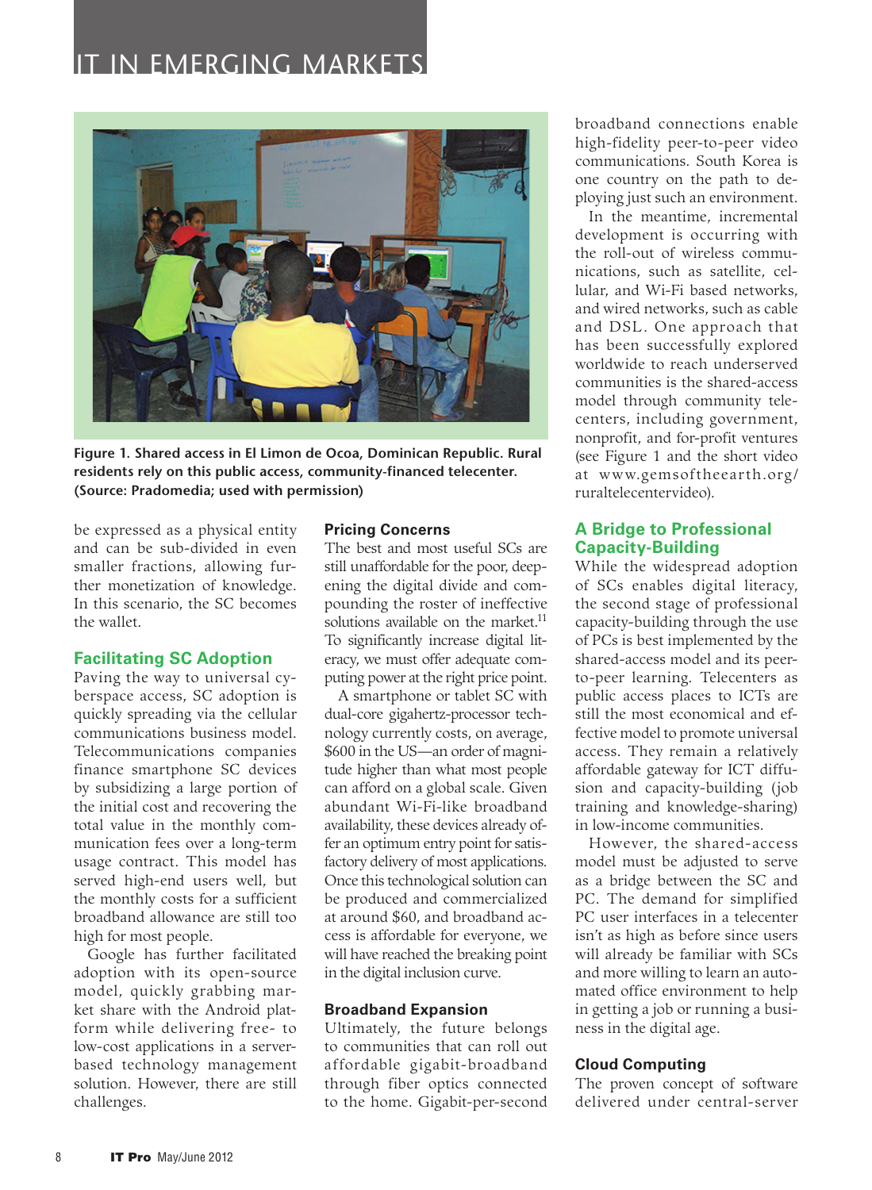Figure 1. Shared access in El Limon de Ocoa, Dominican Republic. Rural residents rely on this public access, community-financed telecenter. (Source: Pradomedia; used with permission)

be expressed as a physical entity and can be sub-divided in even smaller fractions, allowing further monetization of knowledge. In this scenario, the SC becomes the wallet.

### Facilitating SC Adoption

Paving the way to universal cyberspace access, SC adoption is quickly spreading via the cellular communications business model. Telecommunications companies finance smartphone SC devices by subsidizing a large portion of the initial cost and recovering the total value in the monthly communication fees over a long-term usage contract. This model has served high-end users well, but the monthly costs for a sufficient broadband allowance are still too high for most people.

Google has further facilitated adoption with its open-source model, quickly grabbing market share with the Android platform while delivering free- to low-cost applications in a server-based technology management solution. However, there are still challenges.

### Pricing Concerns

The best and most useful SCs are still unaffordable for the poor, deepening the digital divide and compounding the roster of ineffective solutions available on the market.[11] To significantly increase digital literacy, we must offer adequate computing power at the right price point.

A smartphone or tablet SC with dual-core gigahertz-processor technology currently costs, on average, $600 in the US—an order of magnitude higher than what most people can afford on a global scale. Given abundant Wi-Fi-like broadband availability, these devices already offer an optimum entry point for satisfactory delivery of most applications. Once this technological solution can be produced and commercialized at around $60, and broadband access is affordable for everyone, we will have reached the breaking point in the digital inclusion curve.

### Broadband Expansion

Ultimately, the future belongs to communities that can roll out affordable gigabit-broadband through fiber optics connected to the home. Gigabit-per-second broadband connections enable high-fidelity peer-to-peer video communications. South Korea is one country on the path to deploying just such an environment.

In the meantime, incremental development is occurring with the roll-out of wireless communications, such as satellite, cellular, and Wi-Fi based networks, and wired networks, such as cable and DSL. One approach that has been successfully explored worldwide to reach underserved communities is the shared-access model through community telecenters, including government, nonprofit, and for-profit ventures (see Figure 1 and the short video at www.gemsoftheearth.org/ruraltelecentervideo).

### A Bridge to Professional Capacity-Building

While the widespread adoption of SCs enables digital literacy, the second stage of professional capacity-building through the use of PCs is best implemented by the shared-access model and its peer-to-peer learning. Telecenters as public access places to ICTs are still the most economical and effective model to promote universal access. They remain a relatively affordable gateway for ICT diffusion and capacity-building (job training and knowledge-sharing) in low-income communities.

However, the shared-access model must be adjusted to serve as a bridge between the SC and PC. The demand for simplified PC user interfaces in a telecenter isn't as high as before since users will already be familiar with SCs and more willing to learn an automated office environment to help in getting a job or running a business in the digital age.

### Cloud Computing

The proven concept of software delivered under central-server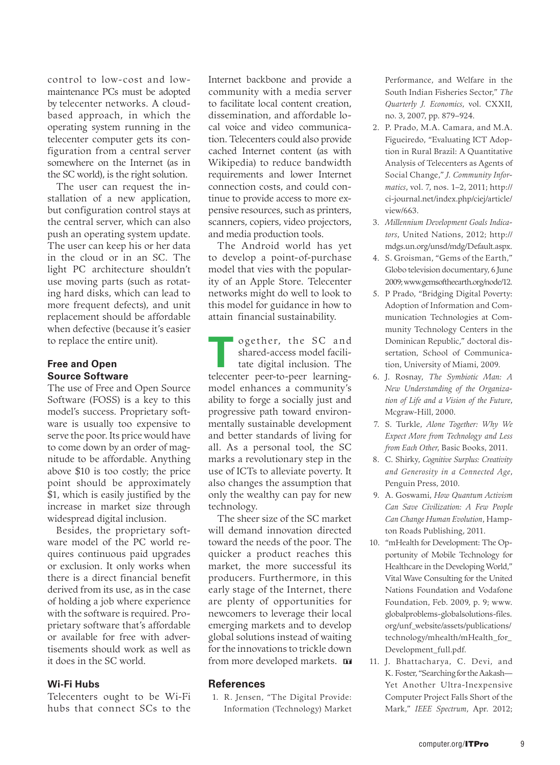control to low-cost and low-maintenance PCs must be adopted by telecenter networks. A cloud-based approach, in which the operating system running in the telecenter computer gets its configuration from a central server somewhere on the Internet (as in the SC world), is the right solution.

The user can request the installation of a new application, but configuration control stays at the central server, which can also push an operating system update. The user can keep his or her data in the cloud or in an SC. The light PC architecture shouldn't use moving parts (such as rotating hard disks, which can lead to more frequent defects), and unit replacement should be affordable when defective (because it's easier to replace the entire unit).

### Free and Open Source Software

The use of Free and Open Source Software (FOSS) is a key to this model's success. Proprietary software is usually too expensive to serve the poor. Its price would have to come down by an order of magnitude to be affordable. Anything above $10 is too costly; the price point should be approximately $1, which is easily justified by the increase in market size through widespread digital inclusion.

Besides, the proprietary software model of the PC world requires continuous paid upgrades or exclusion. It only works when there is a direct financial benefit derived from its use, as in the case of holding a job where experience with the software is required. Proprietary software that's affordable or available for free with advertisements should work as well as it does in the SC world.

### Wi-Fi Hubs

Telecenters ought to be Wi-Fi hubs that connect SCs to the Internet backbone and provide a community with a media server to facilitate local content creation, dissemination, and affordable local voice and video communication. Telecenters could also provide cached Internet content (as with Wikipedia) to reduce bandwidth requirements and lower Internet connection costs, and could continue to provide access to more expensive resources, such as printers, scanners, copiers, video projectors, and media production tools.

The Android world has yet to develop a point-of-purchase model that vies with the popularity of an Apple Store. Telecenter networks might do well to look to this model for guidance in how to attain financial sustainability.

Together, the SC and shared-access model facilitate digital inclusion. The telecenter peer-to-peer learning-model enhances a community's ability to forge a socially just and progressive path toward environmentally sustainable development and better standards of living for all. As a personal tool, the SC marks a revolutionary step in the use of ICTs to alleviate poverty. It also changes the assumption that only the wealthy can pay for new technology.

The sheer size of the SC market will demand innovation directed toward the needs of the poor. The quicker a product reaches this market, the more successful its producers. Furthermore, in this early stage of the Internet, there are plenty of opportunities for newcomers to leverage their local emerging markets and to develop global solutions instead of waiting for the innovations to trickle down from more developed markets.

## References

1. R. Jensen, "The Digital Provide: Information (Technology) Market Performance, and Welfare in the South Indian Fisheries Sector," *The Quarterly J. Economics*, vol. CXXII, no. 3, 2007, pp. 879–924.
2. P. Prado, M.A. Camara, and M.A. Figueiredo, "Evaluating ICT Adoption in Rural Brazil: A Quantitative Analysis of Telecenters as Agents of Social Change," *J. Community Informatics*, vol. 7, nos. 1–2, 2011; http://ci-journal.net/index.php/ciej/article/view/663.
3. *Millennium Development Goals Indicators*, United Nations, 2012; http://mdgs.un.org/unsd/mdg/Default.aspx.
4. S. Groisman, "Gems of the Earth," Globo television documentary, 6 June 2009; www.gemsoftheearth.org/node/12.
5. P Prado, "Bridging Digital Poverty: Adoption of Information and Communication Technologies at Community Technology Centers in the Dominican Republic," doctoral dissertation, School of Communication, University of Miami, 2009.
6. J. Rosnay, *The Symbiotic Man: A New Understanding of the Organization of Life and a Vision of the Future*, Mcgraw-Hill, 2000.
7. S. Turkle, *Alone Together: Why We Expect More from Technology and Less from Each Other*, Basic Books, 2011.
8. C. Shirky, *Cognitive Surplus: Creativity and Generosity in a Connected Age*, Penguin Press, 2010.
9. A. Goswami, *How Quantum Activism Can Save Civilization: A Few People Can Change Human Evolution*, Hampton Roads Publishing, 2011.
10. "mHealth for Development: The Opportunity of Mobile Technology for Healthcare in the Developing World," Vital Wave Consulting for the United Nations Foundation and Vodafone Foundation, Feb. 2009, p. 9; www.globalproblems-globalsolutions-files.org/unf_website/assets/publications/technology/mhealth/mHealth_for_Development_full.pdf.
11. J. Bhattacharya, C. Devi, and K. Foster, "Searching for the Aakash—Yet Another Ultra-Inexpensive Computer Project Falls Short of the Mark," *IEEE Spectrum*, Apr. 2012;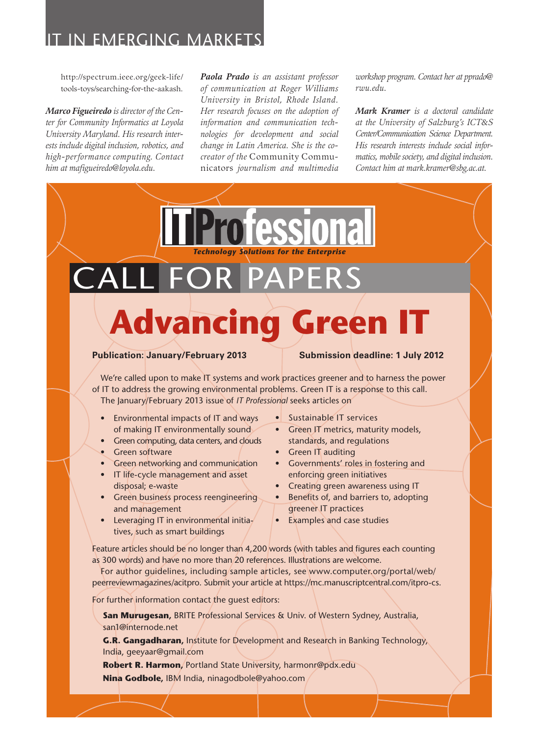http://spectrum.ieee.org/geek-life/tools-toys/searching-for-the-aakash.

***Marco Figueiredo*** *is director of the Center for Community Informatics at Loyola University Maryland. His research interests include digital inclusion, robotics, and high-performance computing. Contact him at mafigueiredo@loyola.edu.*

***Paola Prado*** *is an assistant professor of communication at Roger Williams University in Bristol, Rhode Island. Her research focuses on the adoption of information and communication technologies for development and social change in Latin America. She is the co-creator of the* Community Communicators *journalism and multimedia workshop program. Contact her at pprado@rwu.edu.*

***Mark Kramer*** *is a doctoral candidate at the University of Salzburg's ICT&S Center/Communication Science Department. His research interests include social informatics, mobile society, and digital inclusion. Contact him at mark.kramer@sbg.ac.at.*

**IT Professional**

***Technology Solutions for the Enterprise***

# CALL FOR PAPERS

# Advancing Green IT

**Publication: January/February 2013**

**Submission deadline: 1 July 2012**

We're called upon to make IT systems and work practices greener and to harness the power of IT to address the growing environmental problems. Green IT is a response to this call.

The January/February 2013 issue of *IT Professional* seeks articles on

- Environmental impacts of IT and ways of making IT environmentally sound
- Green computing, data centers, and clouds
- Green software
- Green networking and communication
- IT life-cycle management and asset disposal; e-waste
- Green business process reengineering and management
- Leveraging IT in environmental initiatives, such as smart buildings
- Sustainable IT services
- Green IT metrics, maturity models, standards, and regulations
- Green IT auditing
- Governments' roles in fostering and enforcing green initiatives
- Creating green awareness using IT
- Benefits of, and barriers to, adopting greener IT practices
- Examples and case studies

Feature articles should be no longer than 4,200 words (with tables and figures each counting as 300 words) and have no more than 20 references. Illustrations are welcome.

For author guidelines, including sample articles, see www.computer.org/portal/web/peerreviewmagazines/acitpro. Submit your article at https://mc.manuscriptcentral.com/itpro-cs.

For further information contact the guest editors:

**San Murugesan,** BRITE Professional Services & Univ. of Western Sydney, Australia, san1@internode.net

**G.R. Gangadharan,** Institute for Development and Research in Banking Technology, India, geeyaar@gmail.com

**Robert R. Harmon,** Portland State University, harmonr@pdx.edu

**Nina Godbole,** IBM India, ninagodbole@yahoo.com